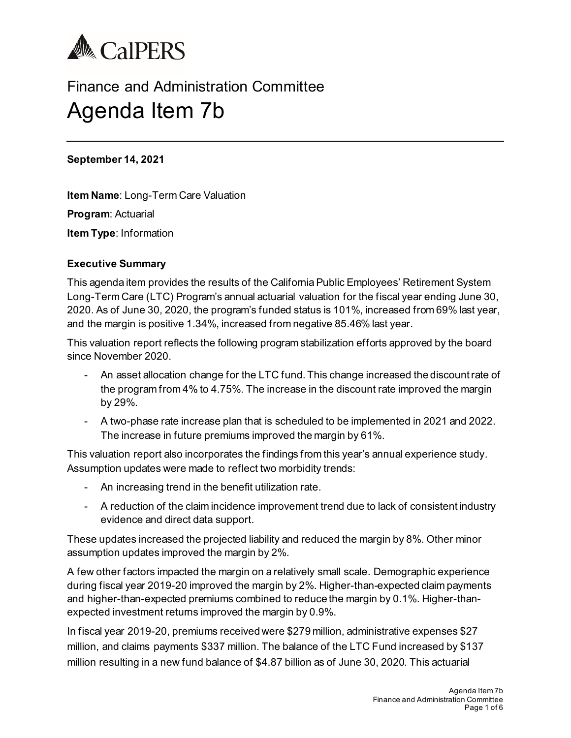CalPERS

# Finance and Administration Committee

# Agenda Item 7b

**September 14, 2021**

**Item Name**: Long-Term Care Valuation

**Program**: Actuarial

**Item Type**: Information

### Executive Summary

This agenda item provides the results of the California Public Employees' Retirement System Long-Term Care (LTC) Program's annual actuarial valuation for the fiscal year ending June 30, 2020. As of June 30, 2020, the program's funded status is 101%, increased from 69% last year, and the margin is positive 1.34%, increased from negative 85.46% last year.

This valuation report reflects the following program stabilization efforts approved by the board since November 2020.

- An asset allocation change for the LTC fund. This change increased the discount rate of the program from 4% to 4.75%. The increase in the discount rate improved the margin by 29%.
- A two-phase rate increase plan that is scheduled to be implemented in 2021 and 2022. The increase in future premiums improved the margin by 61%.

This valuation report also incorporates the findings from this year's annual experience study. Assumption updates were made to reflect two morbidity trends:

- An increasing trend in the benefit utilization rate.
- A reduction of the claim incidence improvement trend due to lack of consistent industry evidence and direct data support.

These updates increased the projected liability and reduced the margin by 8%. Other minor assumption updates improved the margin by 2%.

A few other factors impacted the margin on a relatively small scale. Demographic experience during fiscal year 2019-20 improved the margin by 2%. Higher-than-expected claim payments and higher-than-expected premiums combined to reduce the margin by 0.1%. Higher-than-expected investment returns improved the margin by 0.9%.

In fiscal year 2019-20, premiums received were $279 million, administrative expenses $27 million, and claims payments $337 million. The balance of the LTC Fund increased by $137 million resulting in a new fund balance of $4.87 billion as of June 30, 2020. This actuarial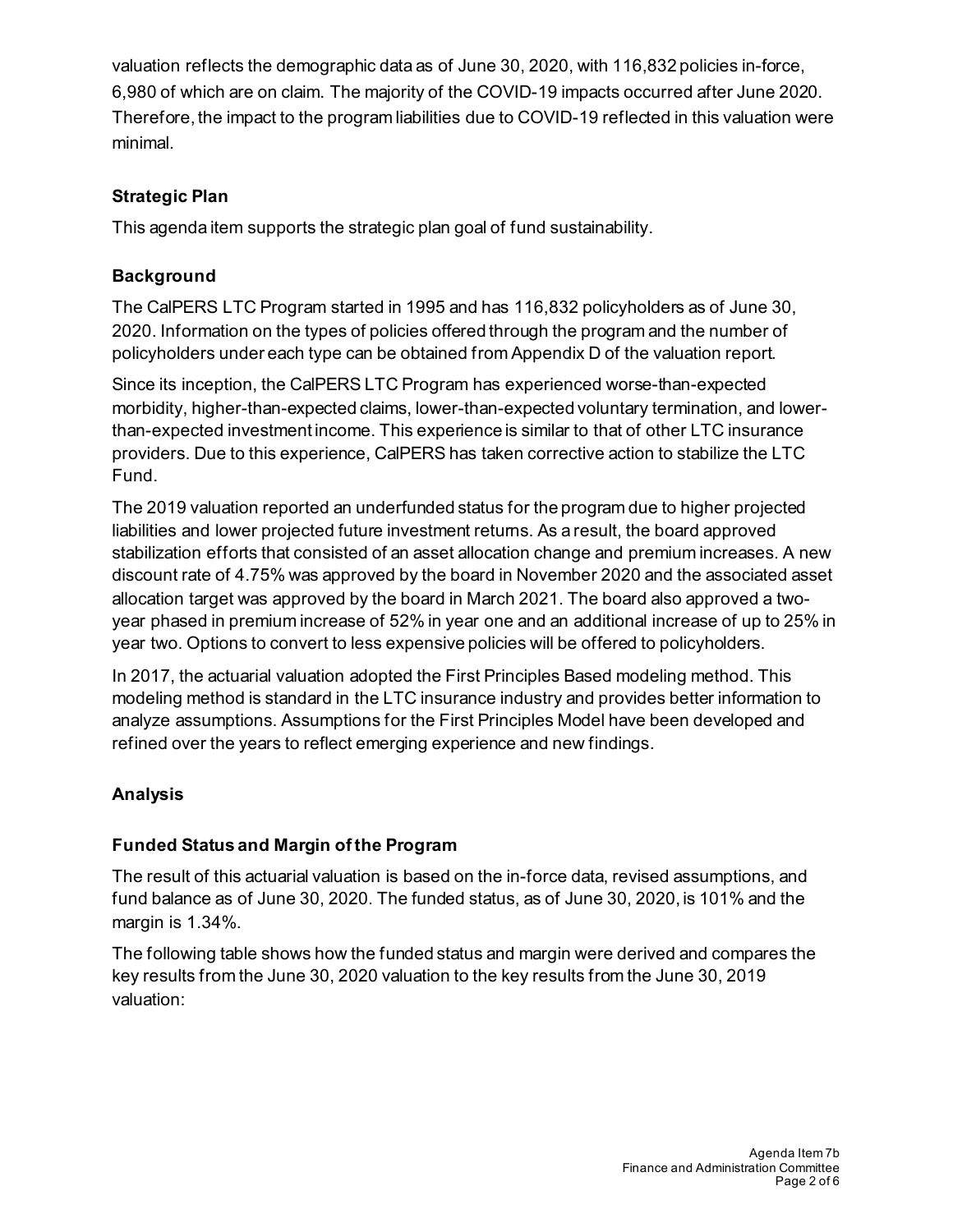valuation reflects the demographic data as of June 30, 2020, with 116,832 policies in-force, 6,980 of which are on claim. The majority of the COVID-19 impacts occurred after June 2020. Therefore, the impact to the program liabilities due to COVID-19 reflected in this valuation were minimal.

## Strategic Plan

This agenda item supports the strategic plan goal of fund sustainability.

## Background

The CalPERS LTC Program started in 1995 and has 116,832 policyholders as of June 30, 2020. Information on the types of policies offered through the program and the number of policyholders under each type can be obtained from Appendix D of the valuation report.

Since its inception, the CalPERS LTC Program has experienced worse-than-expected morbidity, higher-than-expected claims, lower-than-expected voluntary termination, and lower-than-expected investment income. This experience is similar to that of other LTC insurance providers. Due to this experience, CalPERS has taken corrective action to stabilize the LTC Fund.

The 2019 valuation reported an underfunded status for the program due to higher projected liabilities and lower projected future investment returns. As a result, the board approved stabilization efforts that consisted of an asset allocation change and premium increases. A new discount rate of 4.75% was approved by the board in November 2020 and the associated asset allocation target was approved by the board in March 2021. The board also approved a two-year phased in premium increase of 52% in year one and an additional increase of up to 25% in year two. Options to convert to less expensive policies will be offered to policyholders.

In 2017, the actuarial valuation adopted the First Principles Based modeling method. This modeling method is standard in the LTC insurance industry and provides better information to analyze assumptions. Assumptions for the First Principles Model have been developed and refined over the years to reflect emerging experience and new findings.

## Analysis

### Funded Status and Margin of the Program

The result of this actuarial valuation is based on the in-force data, revised assumptions, and fund balance as of June 30, 2020. The funded status, as of June 30, 2020, is 101% and the margin is 1.34%.

The following table shows how the funded status and margin were derived and compares the key results from the June 30, 2020 valuation to the key results from the June 30, 2019 valuation: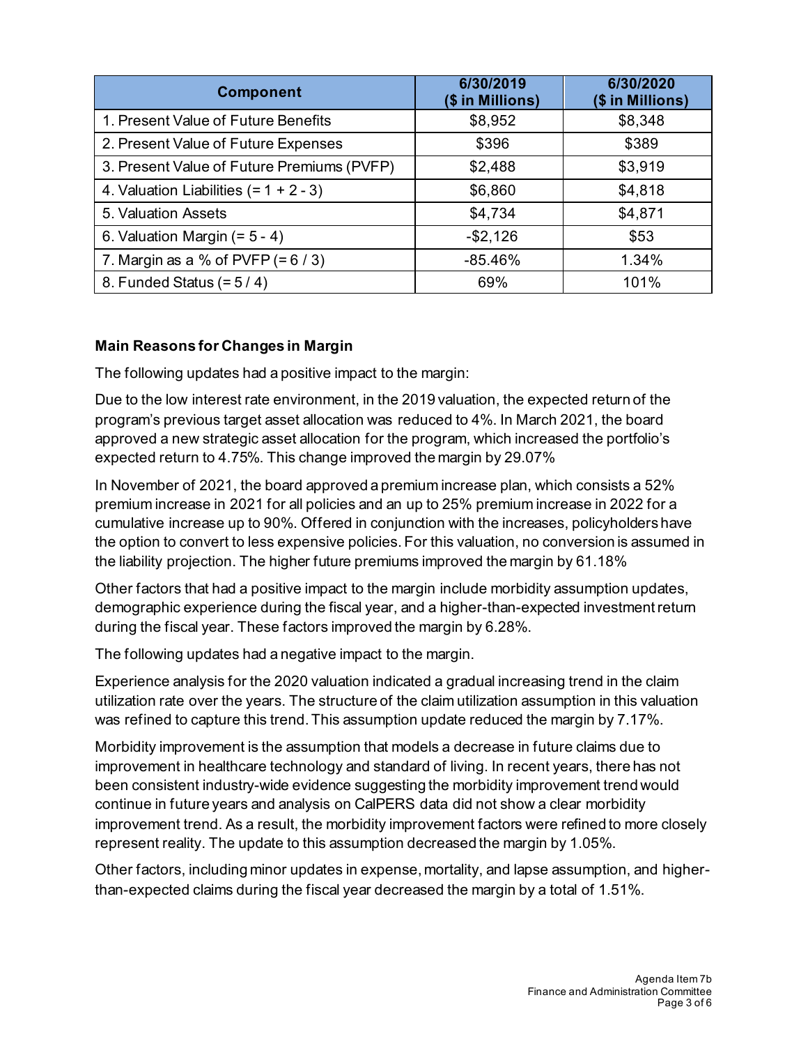| Component | 6/30/2019 ($ in Millions) | 6/30/2020 ($ in Millions) |
|---|---|---|
| 1. Present Value of Future Benefits | $8,952 | $8,348 |
| 2. Present Value of Future Expenses | $396 | $389 |
| 3. Present Value of Future Premiums (PVFP) | $2,488 | $3,919 |
| 4. Valuation Liabilities (= 1 + 2 - 3) | $6,860 | $4,818 |
| 5. Valuation Assets | $4,734 | $4,871 |
| 6. Valuation Margin (= 5 - 4) | -$2,126 | $53 |
| 7. Margin as a % of PVFP (= 6 / 3) | -85.46% | 1.34% |
| 8. Funded Status (= 5 / 4) | 69% | 101% |

**Main Reasons for Changes in Margin**

The following updates had a positive impact to the margin:

Due to the low interest rate environment, in the 2019 valuation, the expected return of the program's previous target asset allocation was reduced to 4%. In March 2021, the board approved a new strategic asset allocation for the program, which increased the portfolio's expected return to 4.75%. This change improved the margin by 29.07%

In November of 2021, the board approved a premium increase plan, which consists a 52% premium increase in 2021 for all policies and an up to 25% premium increase in 2022 for a cumulative increase up to 90%. Offered in conjunction with the increases, policyholders have the option to convert to less expensive policies. For this valuation, no conversion is assumed in the liability projection. The higher future premiums improved the margin by 61.18%

Other factors that had a positive impact to the margin include morbidity assumption updates, demographic experience during the fiscal year, and a higher-than-expected investment return during the fiscal year. These factors improved the margin by 6.28%.

The following updates had a negative impact to the margin.

Experience analysis for the 2020 valuation indicated a gradual increasing trend in the claim utilization rate over the years. The structure of the claim utilization assumption in this valuation was refined to capture this trend. This assumption update reduced the margin by 7.17%.

Morbidity improvement is the assumption that models a decrease in future claims due to improvement in healthcare technology and standard of living. In recent years, there has not been consistent industry-wide evidence suggesting the morbidity improvement trend would continue in future years and analysis on CalPERS data did not show a clear morbidity improvement trend. As a result, the morbidity improvement factors were refined to more closely represent reality. The update to this assumption decreased the margin by 1.05%.

Other factors, including minor updates in expense, mortality, and lapse assumption, and higher-than-expected claims during the fiscal year decreased the margin by a total of 1.51%.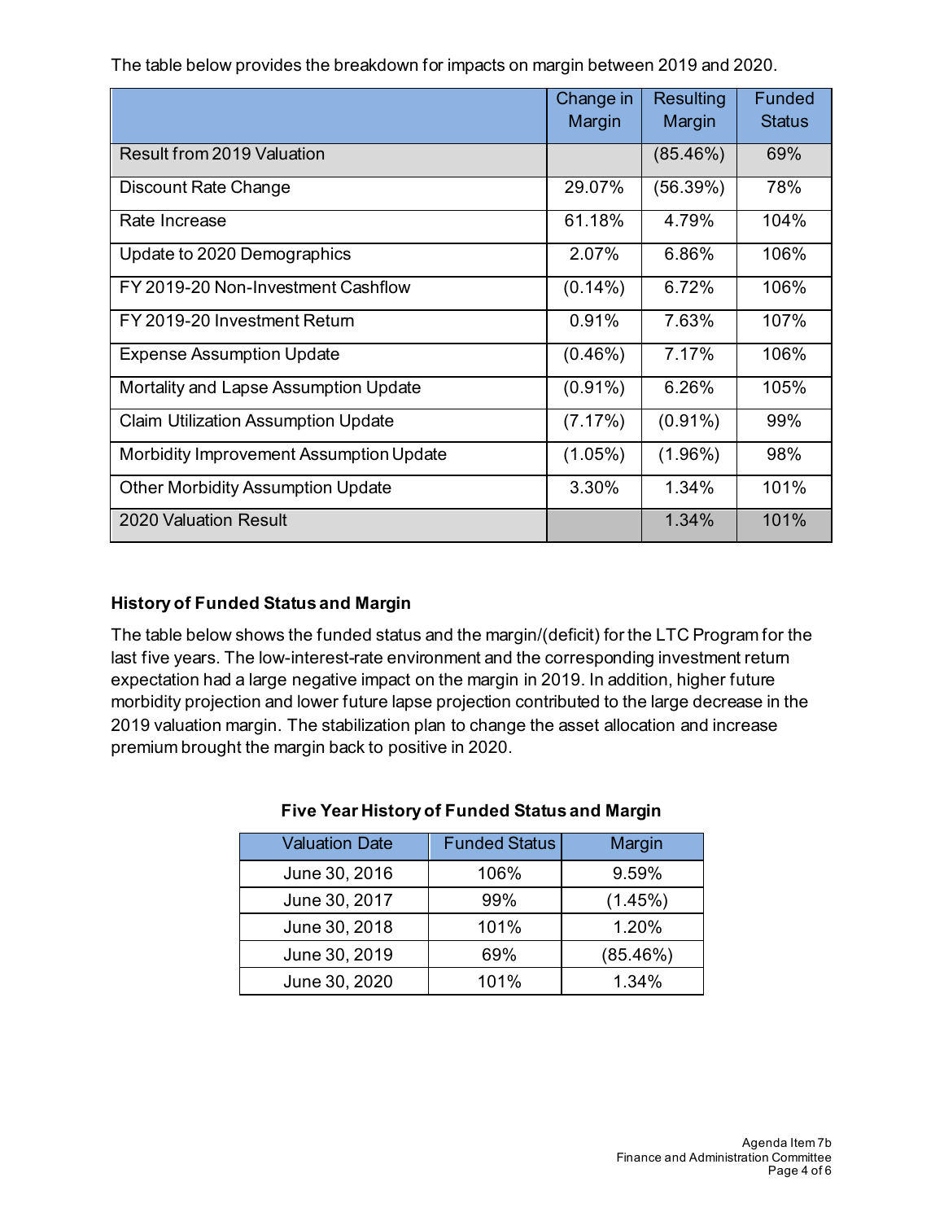The table below provides the breakdown for impacts on margin between 2019 and 2020.

| | Change in Margin | Resulting Margin | Funded Status |
|---|---|---|---|
| Result from 2019 Valuation | | (85.46%) | 69% |
| Discount Rate Change | 29.07% | (56.39%) | 78% |
| Rate Increase | 61.18% | 4.79% | 104% |
| Update to 2020 Demographics | 2.07% | 6.86% | 106% |
| FY 2019-20 Non-Investment Cashflow | (0.14%) | 6.72% | 106% |
| FY 2019-20 Investment Return | 0.91% | 7.63% | 107% |
| Expense Assumption Update | (0.46%) | 7.17% | 106% |
| Mortality and Lapse Assumption Update | (0.91%) | 6.26% | 105% |
| Claim Utilization Assumption Update | (7.17%) | (0.91%) | 99% |
| Morbidity Improvement Assumption Update | (1.05%) | (1.96%) | 98% |
| Other Morbidity Assumption Update | 3.30% | 1.34% | 101% |
| 2020 Valuation Result | | 1.34% | 101% |

### History of Funded Status and Margin

The table below shows the funded status and the margin/(deficit) for the LTC Program for the last five years. The low-interest-rate environment and the corresponding investment return expectation had a large negative impact on the margin in 2019. In addition, higher future morbidity projection and lower future lapse projection contributed to the large decrease in the 2019 valuation margin. The stabilization plan to change the asset allocation and increase premium brought the margin back to positive in 2020.

**Five Year History of Funded Status and Margin**

| Valuation Date | Funded Status | Margin |
|---|---|---|
| June 30, 2016 | 106% | 9.59% |
| June 30, 2017 | 99% | (1.45%) |
| June 30, 2018 | 101% | 1.20% |
| June 30, 2019 | 69% | (85.46%) |
| June 30, 2020 | 101% | 1.34% |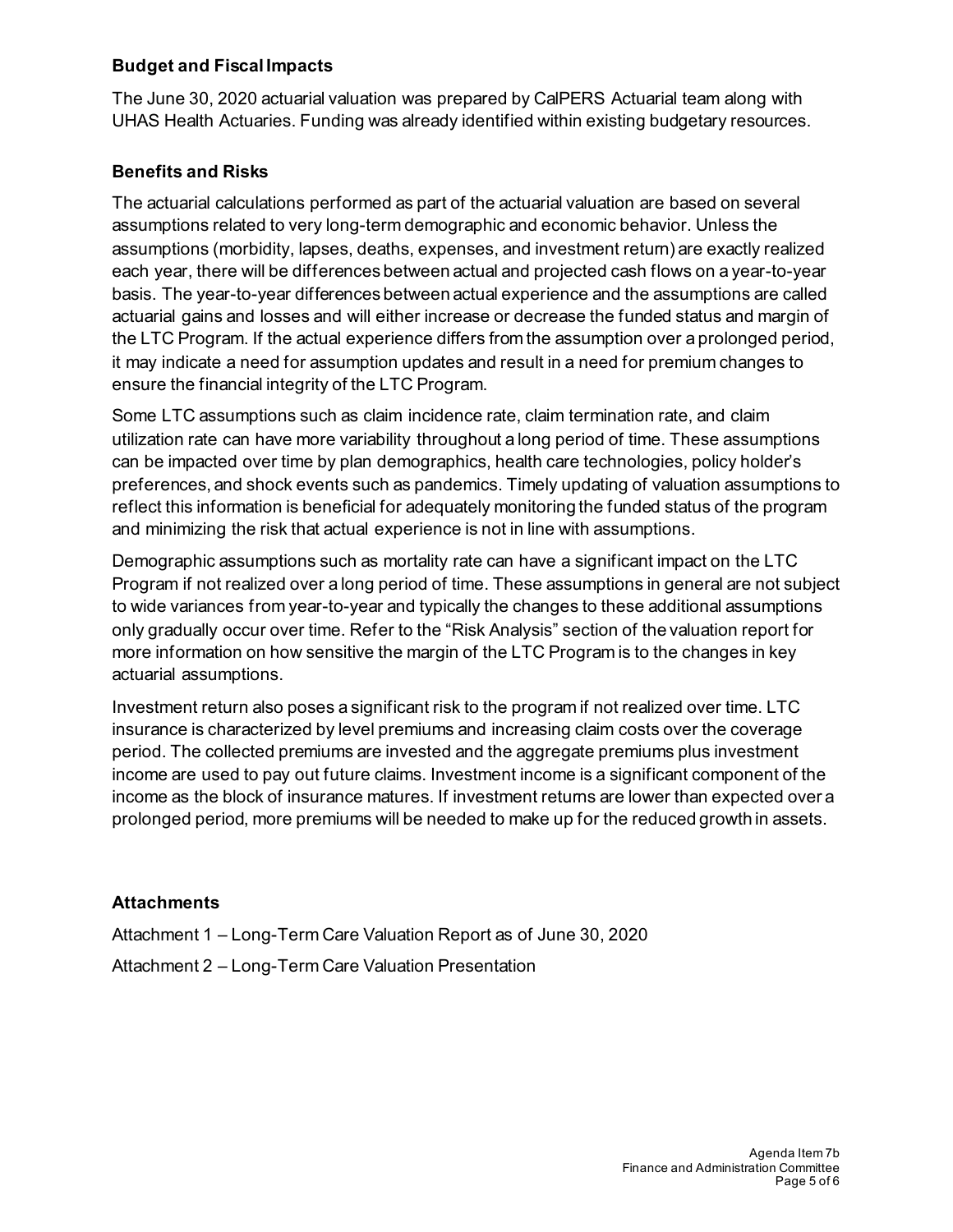## Budget and Fiscal Impacts

The June 30, 2020 actuarial valuation was prepared by CalPERS Actuarial team along with UHAS Health Actuaries. Funding was already identified within existing budgetary resources.

## Benefits and Risks

The actuarial calculations performed as part of the actuarial valuation are based on several assumptions related to very long-term demographic and economic behavior. Unless the assumptions (morbidity, lapses, deaths, expenses, and investment return) are exactly realized each year, there will be differences between actual and projected cash flows on a year-to-year basis. The year-to-year differences between actual experience and the assumptions are called actuarial gains and losses and will either increase or decrease the funded status and margin of the LTC Program. If the actual experience differs from the assumption over a prolonged period, it may indicate a need for assumption updates and result in a need for premium changes to ensure the financial integrity of the LTC Program.

Some LTC assumptions such as claim incidence rate, claim termination rate, and claim utilization rate can have more variability throughout a long period of time. These assumptions can be impacted over time by plan demographics, health care technologies, policy holder's preferences, and shock events such as pandemics. Timely updating of valuation assumptions to reflect this information is beneficial for adequately monitoring the funded status of the program and minimizing the risk that actual experience is not in line with assumptions.

Demographic assumptions such as mortality rate can have a significant impact on the LTC Program if not realized over a long period of time. These assumptions in general are not subject to wide variances from year-to-year and typically the changes to these additional assumptions only gradually occur over time. Refer to the "Risk Analysis" section of the valuation report for more information on how sensitive the margin of the LTC Program is to the changes in key actuarial assumptions.

Investment return also poses a significant risk to the program if not realized over time. LTC insurance is characterized by level premiums and increasing claim costs over the coverage period. The collected premiums are invested and the aggregate premiums plus investment income are used to pay out future claims. Investment income is a significant component of the income as the block of insurance matures. If investment returns are lower than expected over a prolonged period, more premiums will be needed to make up for the reduced growth in assets.

## Attachments

Attachment 1 – Long-Term Care Valuation Report as of June 30, 2020

Attachment 2 – Long-Term Care Valuation Presentation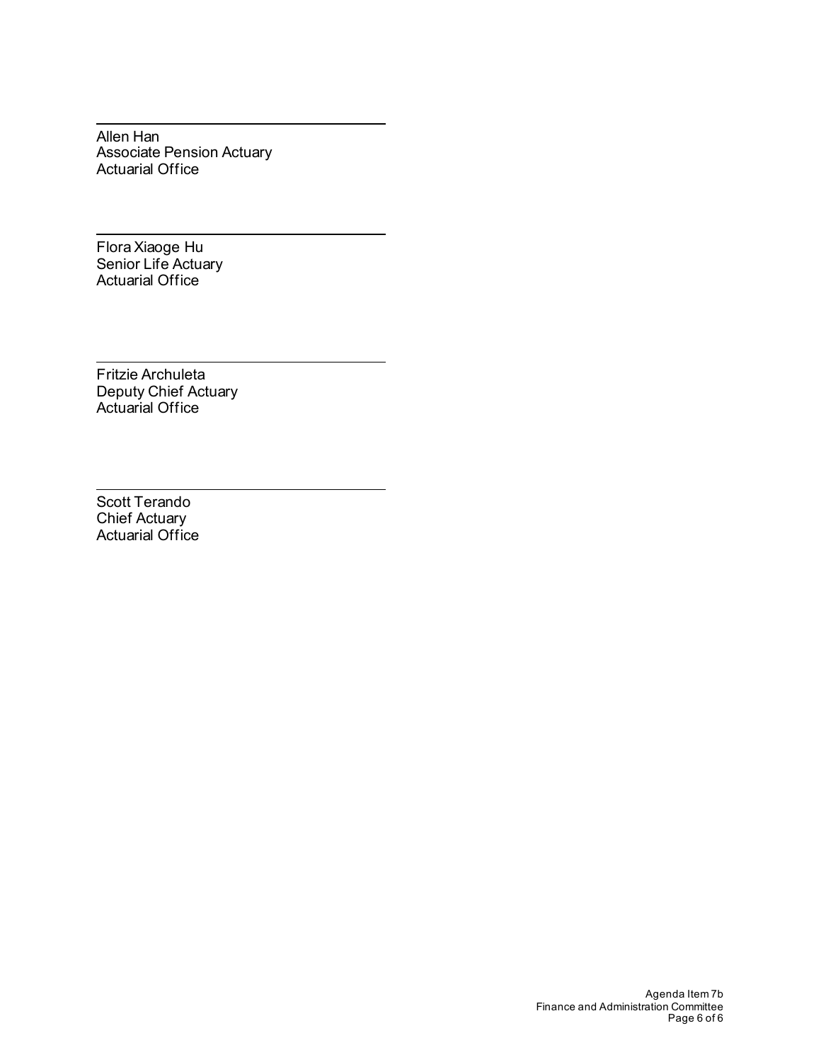\_\_\_\_\_\_\_\_\_\_\_\_\_\_\_\_\_\_\_\_\_\_\_\_\_\_\_\_\_\_\_\_\_\_\_\_\_\_\_\_

Allen Han
Associate Pension Actuary
Actuarial Office

\_\_\_\_\_\_\_\_\_\_\_\_\_\_\_\_\_\_\_\_\_\_\_\_\_\_\_\_\_\_\_\_\_\_\_\_\_\_\_\_

Flora Xiaoge Hu
Senior Life Actuary
Actuarial Office

\_\_\_\_\_\_\_\_\_\_\_\_\_\_\_\_\_\_\_\_\_\_\_\_\_\_\_\_\_\_\_\_\_\_\_\_\_\_\_\_

Fritzie Archuleta
Deputy Chief Actuary
Actuarial Office

\_\_\_\_\_\_\_\_\_\_\_\_\_\_\_\_\_\_\_\_\_\_\_\_\_\_\_\_\_\_\_\_\_\_\_\_\_\_\_\_

Scott Terando
Chief Actuary
Actuarial Office

Agenda Item 7b
Finance and Administration Committee